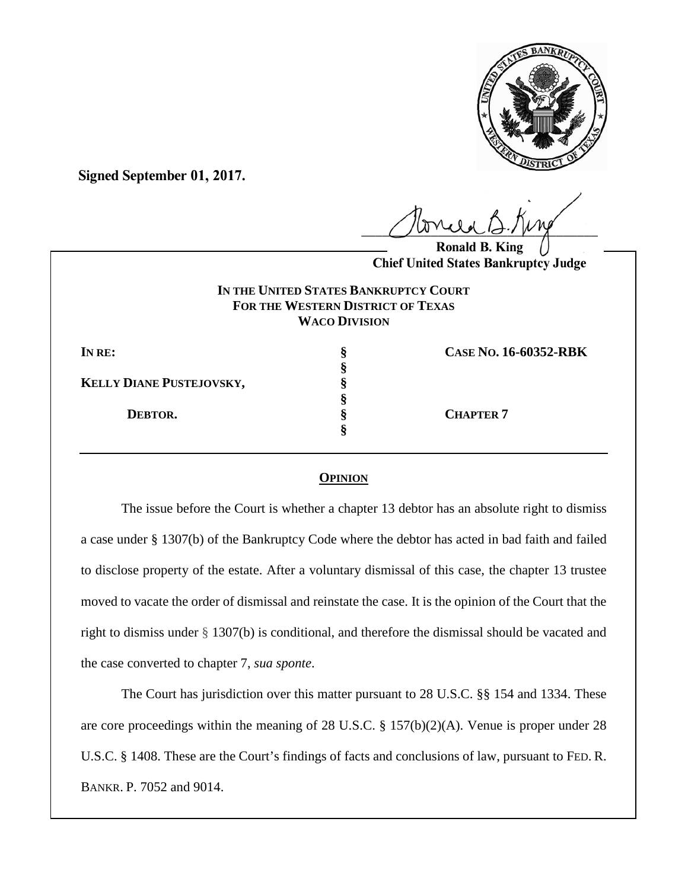**Signed September 01, 2017.**

Ronald B. King
**Chief United States Bankruptcy Judge**

**IN THE UNITED STATES BANKRUPTCY COURT**
**FOR THE WESTERN DISTRICT OF TEXAS**
**WACO DIVISION**

| | | |
|---|---|---|
| **IN RE:** | § | **CASE NO. 16-60352-RBK** |
| | § | |
| **KELLY DIANE PUSTEJOVSKY,** | § | |
| | § | |
| **DEBTOR.** | § | **CHAPTER 7** |
| | § | |

**OPINION**

The issue before the Court is whether a chapter 13 debtor has an absolute right to dismiss a case under § 1307(b) of the Bankruptcy Code where the debtor has acted in bad faith and failed to disclose property of the estate. After a voluntary dismissal of this case, the chapter 13 trustee moved to vacate the order of dismissal and reinstate the case. It is the opinion of the Court that the right to dismiss under § 1307(b) is conditional, and therefore the dismissal should be vacated and the case converted to chapter 7, *sua sponte*.

The Court has jurisdiction over this matter pursuant to 28 U.S.C. §§ 154 and 1334. These are core proceedings within the meaning of 28 U.S.C. § 157(b)(2)(A). Venue is proper under 28 U.S.C. § 1408. These are the Court's findings of facts and conclusions of law, pursuant to FED. R. BANKR. P. 7052 and 9014.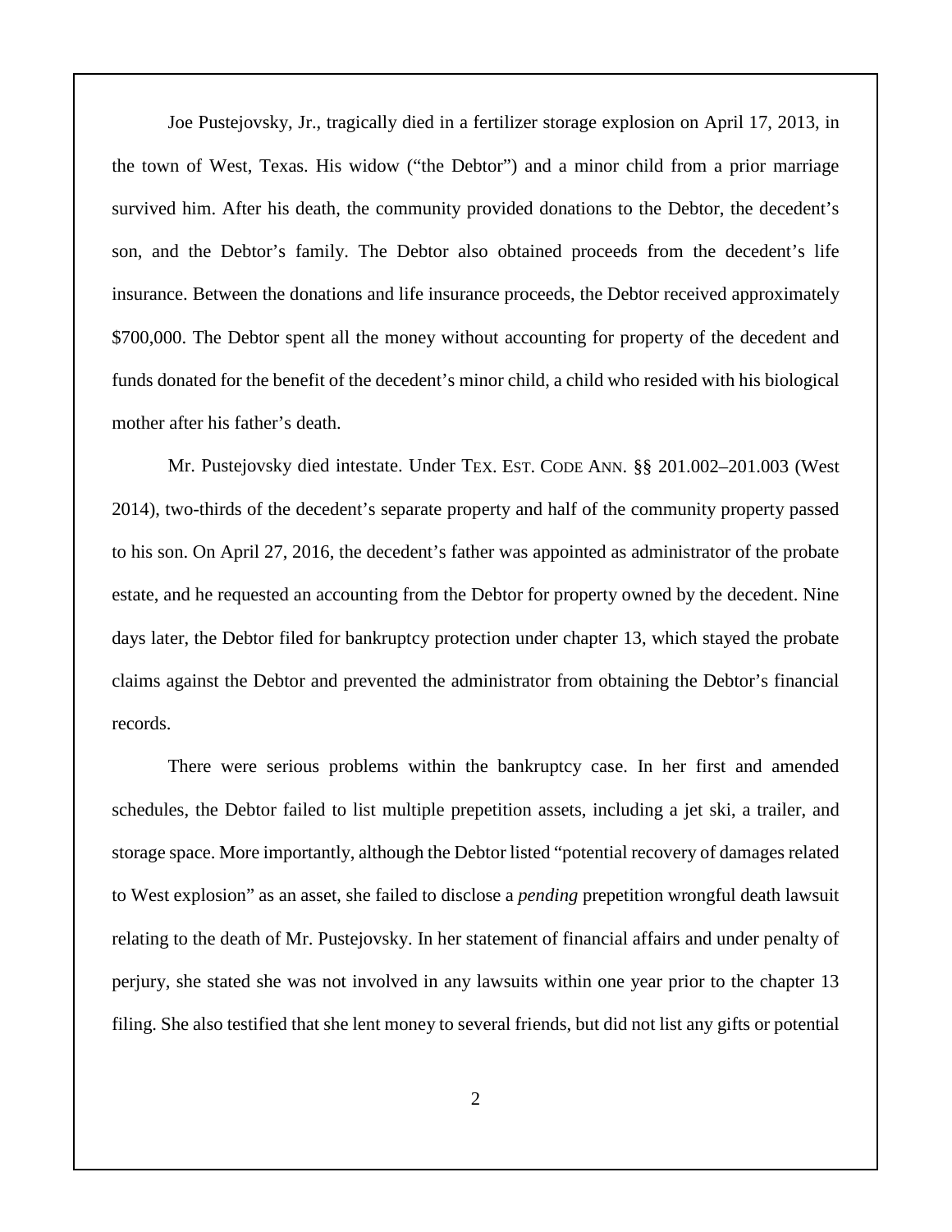Joe Pustejovsky, Jr., tragically died in a fertilizer storage explosion on April 17, 2013, in the town of West, Texas. His widow ("the Debtor") and a minor child from a prior marriage survived him. After his death, the community provided donations to the Debtor, the decedent's son, and the Debtor's family. The Debtor also obtained proceeds from the decedent's life insurance. Between the donations and life insurance proceeds, the Debtor received approximately \$700,000. The Debtor spent all the money without accounting for property of the decedent and funds donated for the benefit of the decedent's minor child, a child who resided with his biological mother after his father's death.

Mr. Pustejovsky died intestate. Under TEX. EST. CODE ANN. §§ 201.002–201.003 (West 2014), two-thirds of the decedent's separate property and half of the community property passed to his son. On April 27, 2016, the decedent's father was appointed as administrator of the probate estate, and he requested an accounting from the Debtor for property owned by the decedent. Nine days later, the Debtor filed for bankruptcy protection under chapter 13, which stayed the probate claims against the Debtor and prevented the administrator from obtaining the Debtor's financial records.

There were serious problems within the bankruptcy case. In her first and amended schedules, the Debtor failed to list multiple prepetition assets, including a jet ski, a trailer, and storage space. More importantly, although the Debtor listed "potential recovery of damages related to West explosion" as an asset, she failed to disclose a *pending* prepetition wrongful death lawsuit relating to the death of Mr. Pustejovsky. In her statement of financial affairs and under penalty of perjury, she stated she was not involved in any lawsuits within one year prior to the chapter 13 filing. She also testified that she lent money to several friends, but did not list any gifts or potential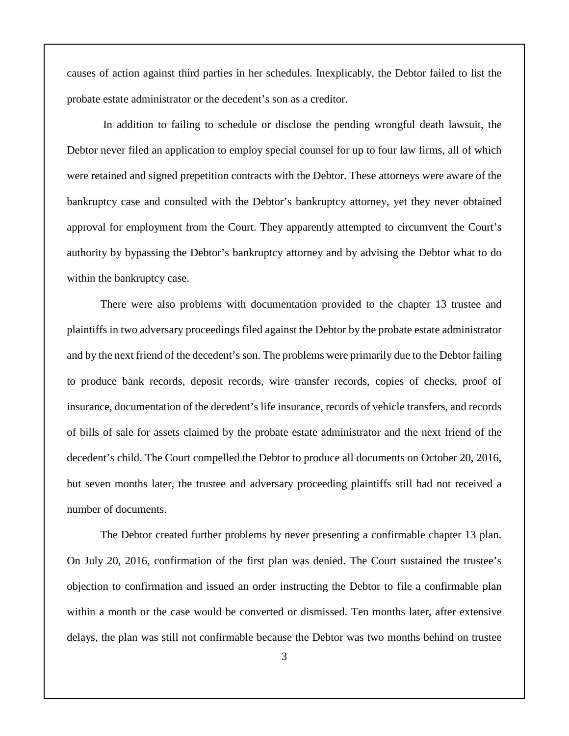causes of action against third parties in her schedules. Inexplicably, the Debtor failed to list the probate estate administrator or the decedent's son as a creditor.

In addition to failing to schedule or disclose the pending wrongful death lawsuit, the Debtor never filed an application to employ special counsel for up to four law firms, all of which were retained and signed prepetition contracts with the Debtor. These attorneys were aware of the bankruptcy case and consulted with the Debtor's bankruptcy attorney, yet they never obtained approval for employment from the Court. They apparently attempted to circumvent the Court's authority by bypassing the Debtor's bankruptcy attorney and by advising the Debtor what to do within the bankruptcy case.

There were also problems with documentation provided to the chapter 13 trustee and plaintiffs in two adversary proceedings filed against the Debtor by the probate estate administrator and by the next friend of the decedent's son. The problems were primarily due to the Debtor failing to produce bank records, deposit records, wire transfer records, copies of checks, proof of insurance, documentation of the decedent's life insurance, records of vehicle transfers, and records of bills of sale for assets claimed by the probate estate administrator and the next friend of the decedent's child. The Court compelled the Debtor to produce all documents on October 20, 2016, but seven months later, the trustee and adversary proceeding plaintiffs still had not received a number of documents.

The Debtor created further problems by never presenting a confirmable chapter 13 plan. On July 20, 2016, confirmation of the first plan was denied. The Court sustained the trustee's objection to confirmation and issued an order instructing the Debtor to file a confirmable plan within a month or the case would be converted or dismissed. Ten months later, after extensive delays, the plan was still not confirmable because the Debtor was two months behind on trustee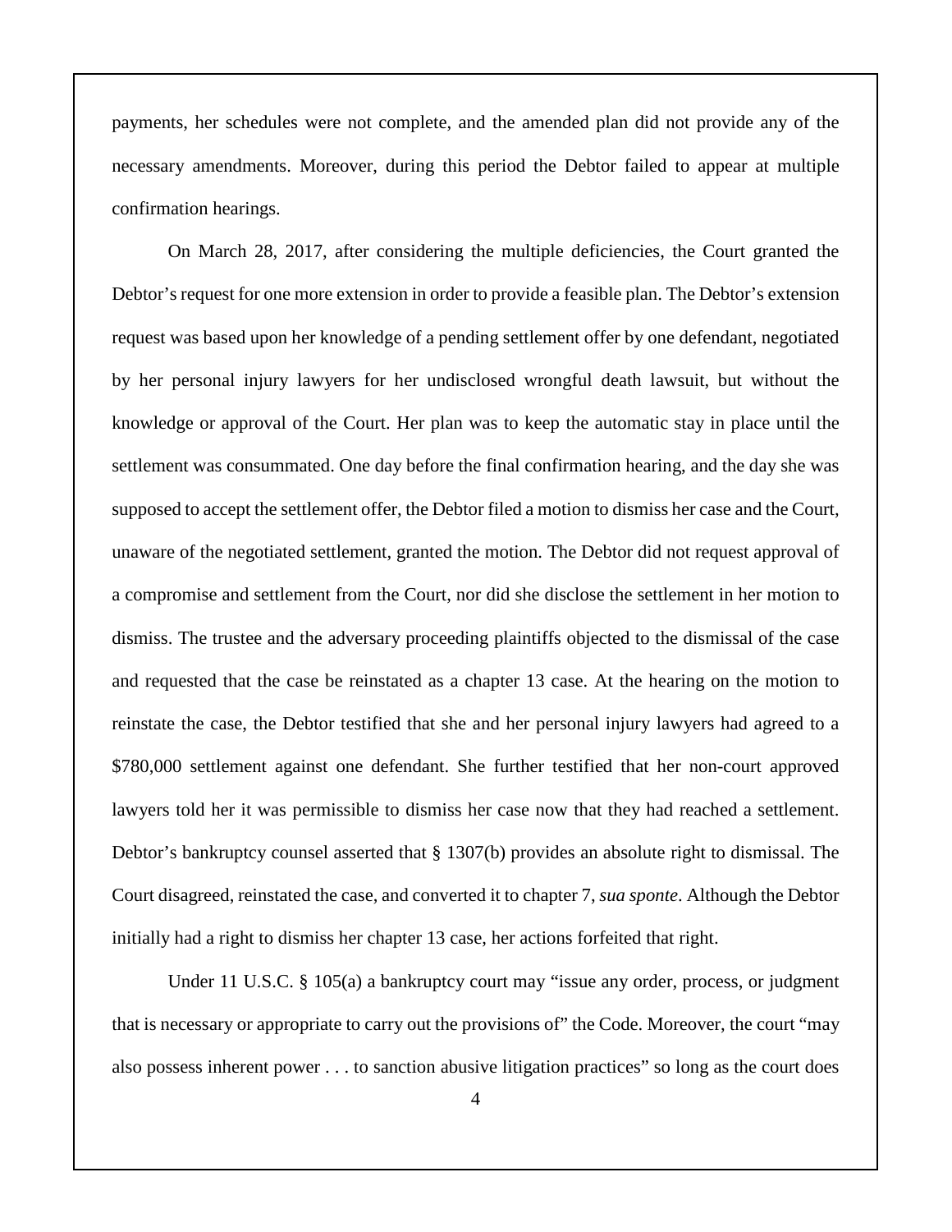payments, her schedules were not complete, and the amended plan did not provide any of the necessary amendments. Moreover, during this period the Debtor failed to appear at multiple confirmation hearings.

On March 28, 2017, after considering the multiple deficiencies, the Court granted the Debtor's request for one more extension in order to provide a feasible plan. The Debtor's extension request was based upon her knowledge of a pending settlement offer by one defendant, negotiated by her personal injury lawyers for her undisclosed wrongful death lawsuit, but without the knowledge or approval of the Court. Her plan was to keep the automatic stay in place until the settlement was consummated. One day before the final confirmation hearing, and the day she was supposed to accept the settlement offer, the Debtor filed a motion to dismiss her case and the Court, unaware of the negotiated settlement, granted the motion. The Debtor did not request approval of a compromise and settlement from the Court, nor did she disclose the settlement in her motion to dismiss. The trustee and the adversary proceeding plaintiffs objected to the dismissal of the case and requested that the case be reinstated as a chapter 13 case. At the hearing on the motion to reinstate the case, the Debtor testified that she and her personal injury lawyers had agreed to a $780,000 settlement against one defendant. She further testified that her non-court approved lawyers told her it was permissible to dismiss her case now that they had reached a settlement. Debtor's bankruptcy counsel asserted that § 1307(b) provides an absolute right to dismissal. The Court disagreed, reinstated the case, and converted it to chapter 7, *sua sponte*. Although the Debtor initially had a right to dismiss her chapter 13 case, her actions forfeited that right.

Under 11 U.S.C. § 105(a) a bankruptcy court may "issue any order, process, or judgment that is necessary or appropriate to carry out the provisions of" the Code. Moreover, the court "may also possess inherent power . . . to sanction abusive litigation practices" so long as the court does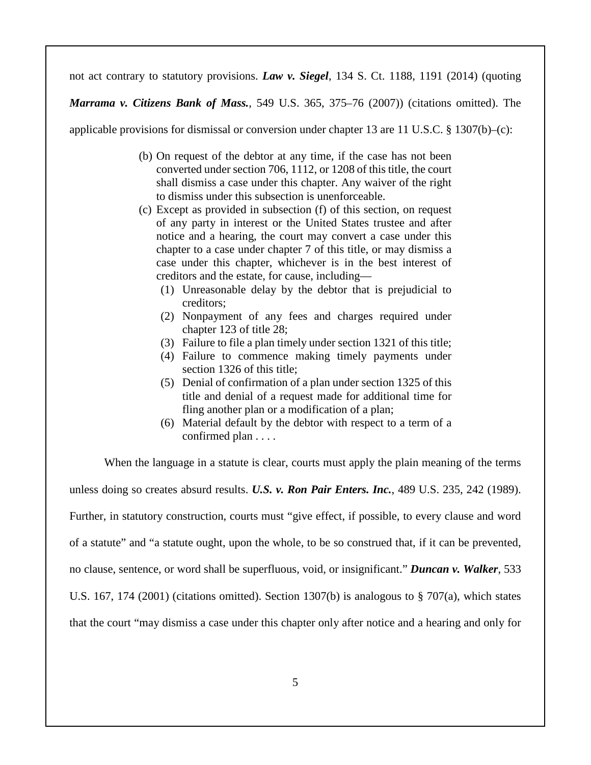not act contrary to statutory provisions. ***Law v. Siegel***, 134 S. Ct. 1188, 1191 (2014) (quoting ***Marrama v. Citizens Bank of Mass.***, 549 U.S. 365, 375–76 (2007)) (citations omitted). The applicable provisions for dismissal or conversion under chapter 13 are 11 U.S.C. § 1307(b)–(c):

> (b) On request of the debtor at any time, if the case has not been converted under section 706, 1112, or 1208 of this title, the court shall dismiss a case under this chapter. Any waiver of the right to dismiss under this subsection is unenforceable.
>
> (c) Except as provided in subsection (f) of this section, on request of any party in interest or the United States trustee and after notice and a hearing, the court may convert a case under this chapter to a case under chapter 7 of this title, or may dismiss a case under this chapter, whichever is in the best interest of creditors and the estate, for cause, including—
>
> (1) Unreasonable delay by the debtor that is prejudicial to creditors;
>
> (2) Nonpayment of any fees and charges required under chapter 123 of title 28;
>
> (3) Failure to file a plan timely under section 1321 of this title;
>
> (4) Failure to commence making timely payments under section 1326 of this title;
>
> (5) Denial of confirmation of a plan under section 1325 of this title and denial of a request made for additional time for fling another plan or a modification of a plan;
>
> (6) Material default by the debtor with respect to a term of a confirmed plan . . . .

When the language in a statute is clear, courts must apply the plain meaning of the terms unless doing so creates absurd results. ***U.S. v. Ron Pair Enters. Inc.***, 489 U.S. 235, 242 (1989). Further, in statutory construction, courts must "give effect, if possible, to every clause and word of a statute" and "a statute ought, upon the whole, to be so construed that, if it can be prevented, no clause, sentence, or word shall be superfluous, void, or insignificant." ***Duncan v. Walker***, 533 U.S. 167, 174 (2001) (citations omitted). Section 1307(b) is analogous to § 707(a), which states that the court "may dismiss a case under this chapter only after notice and a hearing and only for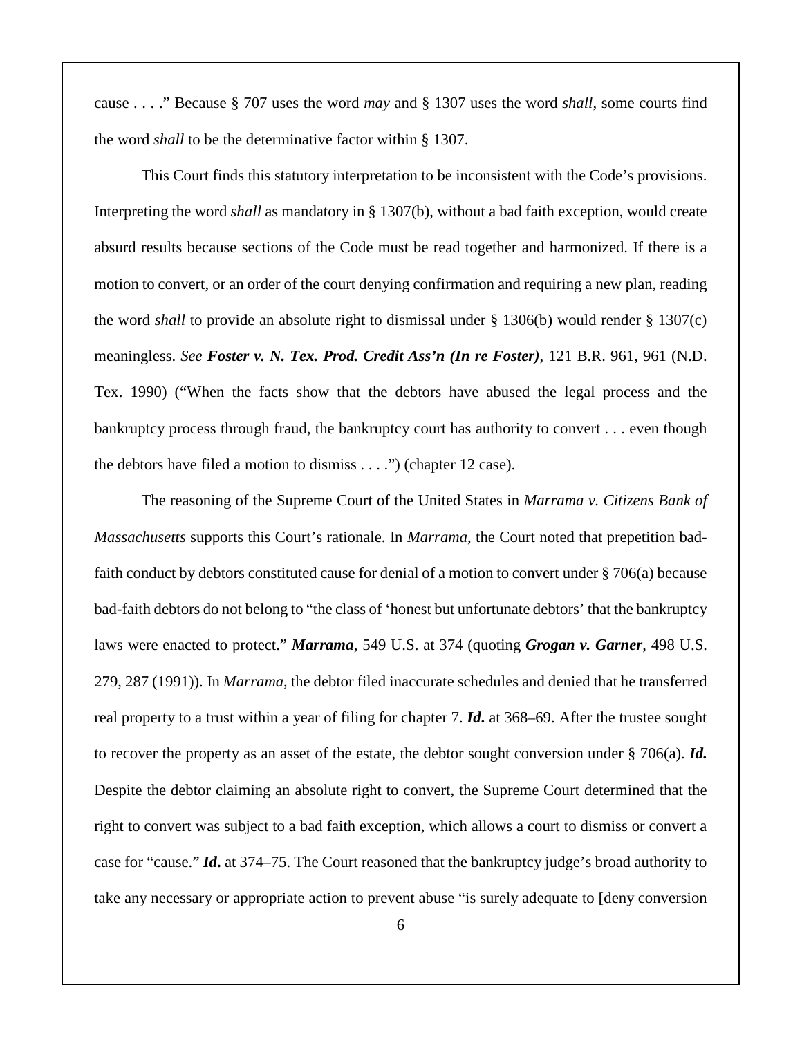cause . . . ." Because § 707 uses the word *may* and § 1307 uses the word *shall*, some courts find the word *shall* to be the determinative factor within § 1307.

This Court finds this statutory interpretation to be inconsistent with the Code's provisions. Interpreting the word *shall* as mandatory in § 1307(b), without a bad faith exception, would create absurd results because sections of the Code must be read together and harmonized. If there is a motion to convert, or an order of the court denying confirmation and requiring a new plan, reading the word *shall* to provide an absolute right to dismissal under § 1306(b) would render § 1307(c) meaningless. *See* ***Foster v. N. Tex. Prod. Credit Ass'n (In re Foster)***, 121 B.R. 961, 961 (N.D. Tex. 1990) ("When the facts show that the debtors have abused the legal process and the bankruptcy process through fraud, the bankruptcy court has authority to convert . . . even though the debtors have filed a motion to dismiss . . . .") (chapter 12 case).

The reasoning of the Supreme Court of the United States in *Marrama v. Citizens Bank of Massachusetts* supports this Court's rationale. In *Marrama*, the Court noted that prepetition bad-faith conduct by debtors constituted cause for denial of a motion to convert under § 706(a) because bad-faith debtors do not belong to "the class of 'honest but unfortunate debtors' that the bankruptcy laws were enacted to protect." ***Marrama***, 549 U.S. at 374 (quoting ***Grogan v. Garner***, 498 U.S. 279, 287 (1991)). In *Marrama*, the debtor filed inaccurate schedules and denied that he transferred real property to a trust within a year of filing for chapter 7. ***Id.*** at 368–69. After the trustee sought to recover the property as an asset of the estate, the debtor sought conversion under § 706(a). ***Id.*** Despite the debtor claiming an absolute right to convert, the Supreme Court determined that the right to convert was subject to a bad faith exception, which allows a court to dismiss or convert a case for "cause." ***Id.*** at 374–75. The Court reasoned that the bankruptcy judge's broad authority to take any necessary or appropriate action to prevent abuse "is surely adequate to [deny conversion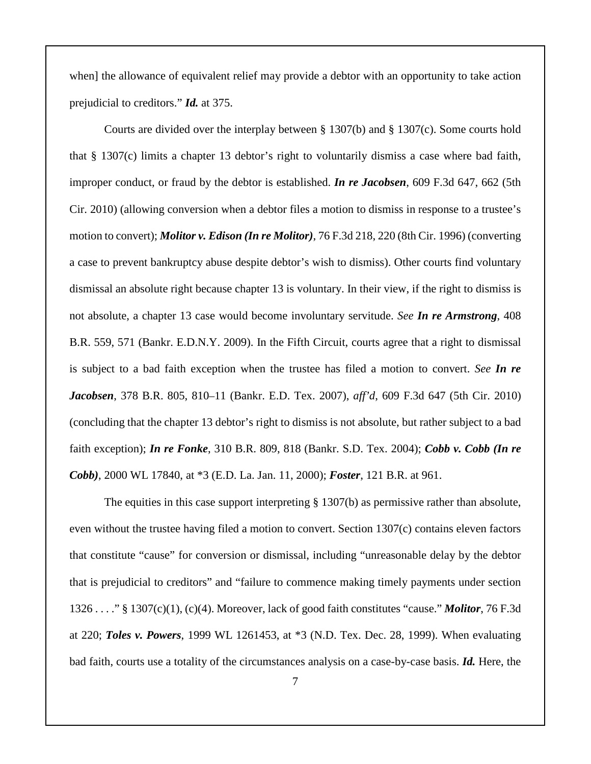when] the allowance of equivalent relief may provide a debtor with an opportunity to take action prejudicial to creditors." ***Id.*** at 375.

Courts are divided over the interplay between § 1307(b) and § 1307(c). Some courts hold that § 1307(c) limits a chapter 13 debtor's right to voluntarily dismiss a case where bad faith, improper conduct, or fraud by the debtor is established. ***In re Jacobsen***, 609 F.3d 647, 662 (5th Cir. 2010) (allowing conversion when a debtor files a motion to dismiss in response to a trustee's motion to convert); ***Molitor v. Edison (In re Molitor)***, 76 F.3d 218, 220 (8th Cir. 1996) (converting a case to prevent bankruptcy abuse despite debtor's wish to dismiss). Other courts find voluntary dismissal an absolute right because chapter 13 is voluntary. In their view, if the right to dismiss is not absolute, a chapter 13 case would become involuntary servitude. *See* ***In re Armstrong***, 408 B.R. 559, 571 (Bankr. E.D.N.Y. 2009). In the Fifth Circuit, courts agree that a right to dismissal is subject to a bad faith exception when the trustee has filed a motion to convert. *See* ***In re Jacobsen***, 378 B.R. 805, 810–11 (Bankr. E.D. Tex. 2007), *aff'd*, 609 F.3d 647 (5th Cir. 2010) (concluding that the chapter 13 debtor's right to dismiss is not absolute, but rather subject to a bad faith exception); ***In re Fonke***, 310 B.R. 809, 818 (Bankr. S.D. Tex. 2004); ***Cobb v. Cobb (In re Cobb)***, 2000 WL 17840, at *3 (E.D. La. Jan. 11, 2000); ***Foster***, 121 B.R. at 961.

The equities in this case support interpreting § 1307(b) as permissive rather than absolute, even without the trustee having filed a motion to convert. Section 1307(c) contains eleven factors that constitute "cause" for conversion or dismissal, including "unreasonable delay by the debtor that is prejudicial to creditors" and "failure to commence making timely payments under section 1326 . . . ." § 1307(c)(1), (c)(4). Moreover, lack of good faith constitutes "cause." ***Molitor***, 76 F.3d at 220; ***Toles v. Powers***, 1999 WL 1261453, at *3 (N.D. Tex. Dec. 28, 1999). When evaluating bad faith, courts use a totality of the circumstances analysis on a case-by-case basis. ***Id.*** Here, the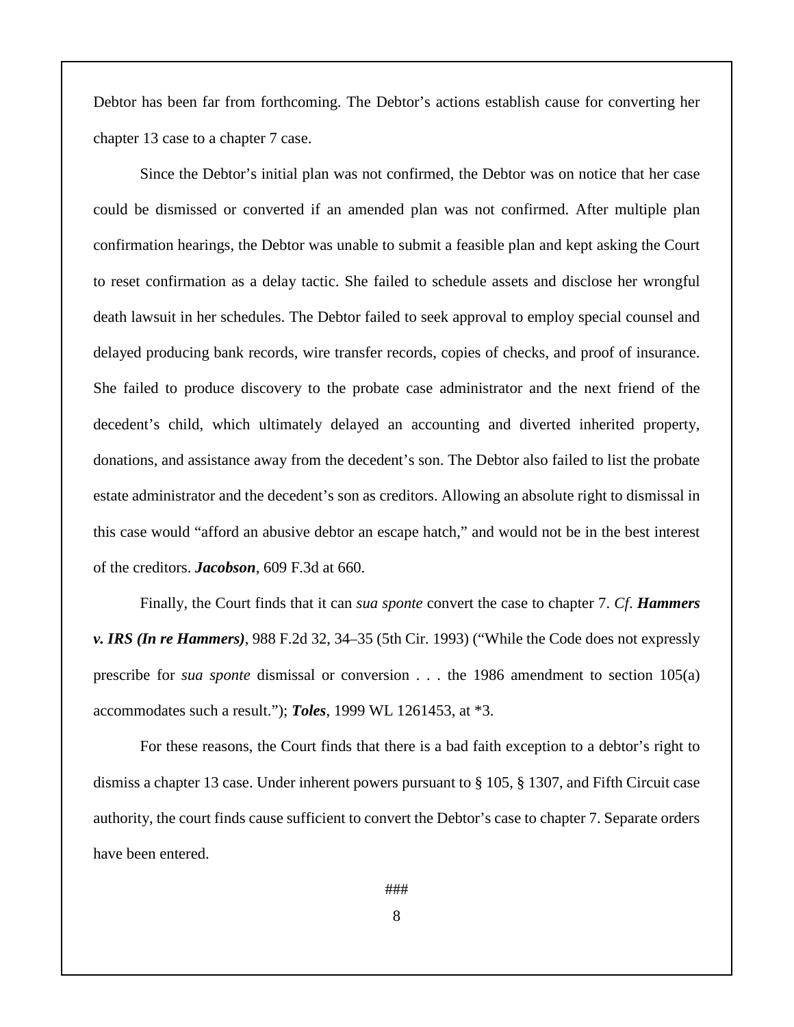Debtor has been far from forthcoming. The Debtor's actions establish cause for converting her chapter 13 case to a chapter 7 case.

Since the Debtor's initial plan was not confirmed, the Debtor was on notice that her case could be dismissed or converted if an amended plan was not confirmed. After multiple plan confirmation hearings, the Debtor was unable to submit a feasible plan and kept asking the Court to reset confirmation as a delay tactic. She failed to schedule assets and disclose her wrongful death lawsuit in her schedules. The Debtor failed to seek approval to employ special counsel and delayed producing bank records, wire transfer records, copies of checks, and proof of insurance. She failed to produce discovery to the probate case administrator and the next friend of the decedent's child, which ultimately delayed an accounting and diverted inherited property, donations, and assistance away from the decedent's son. The Debtor also failed to list the probate estate administrator and the decedent's son as creditors. Allowing an absolute right to dismissal in this case would "afford an abusive debtor an escape hatch," and would not be in the best interest of the creditors. ***Jacobson***, 609 F.3d at 660.

Finally, the Court finds that it can *sua sponte* convert the case to chapter 7. *Cf*. ***Hammers v. IRS (In re Hammers)***, 988 F.2d 32, 34–35 (5th Cir. 1993) ("While the Code does not expressly prescribe for *sua sponte* dismissal or conversion . . . the 1986 amendment to section 105(a) accommodates such a result."); ***Toles***, 1999 WL 1261453, at *3.

For these reasons, the Court finds that there is a bad faith exception to a debtor's right to dismiss a chapter 13 case. Under inherent powers pursuant to § 105, § 1307, and Fifth Circuit case authority, the court finds cause sufficient to convert the Debtor's case to chapter 7. Separate orders have been entered.

###